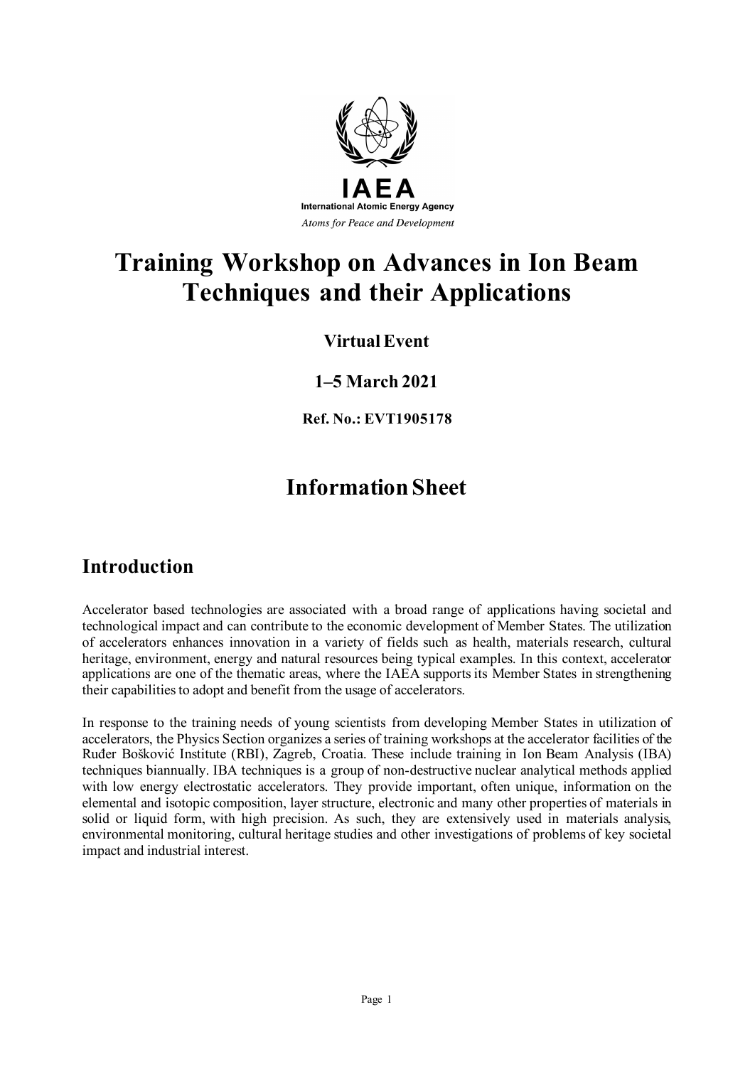IAEA

International Atomic Energy Agency

*Atoms for Peace and Development*

# Training Workshop on Advances in Ion Beam Techniques and their Applications

**Virtual Event**

**1–5 March 2021**

**Ref. No.: EVT1905178**

# Information Sheet

## Introduction

Accelerator based technologies are associated with a broad range of applications having societal and technological impact and can contribute to the economic development of Member States. The utilization of accelerators enhances innovation in a variety of fields such as health, materials research, cultural heritage, environment, energy and natural resources being typical examples. In this context, accelerator applications are one of the thematic areas, where the IAEA supports its Member States in strengthening their capabilities to adopt and benefit from the usage of accelerators.

In response to the training needs of young scientists from developing Member States in utilization of accelerators, the Physics Section organizes a series of training workshops at the accelerator facilities of the Ruđer Bošković Institute (RBI), Zagreb, Croatia. These include training in Ion Beam Analysis (IBA) techniques biannually. IBA techniques is a group of non-destructive nuclear analytical methods applied with low energy electrostatic accelerators. They provide important, often unique, information on the elemental and isotopic composition, layer structure, electronic and many other properties of materials in solid or liquid form, with high precision. As such, they are extensively used in materials analysis, environmental monitoring, cultural heritage studies and other investigations of problems of key societal impact and industrial interest.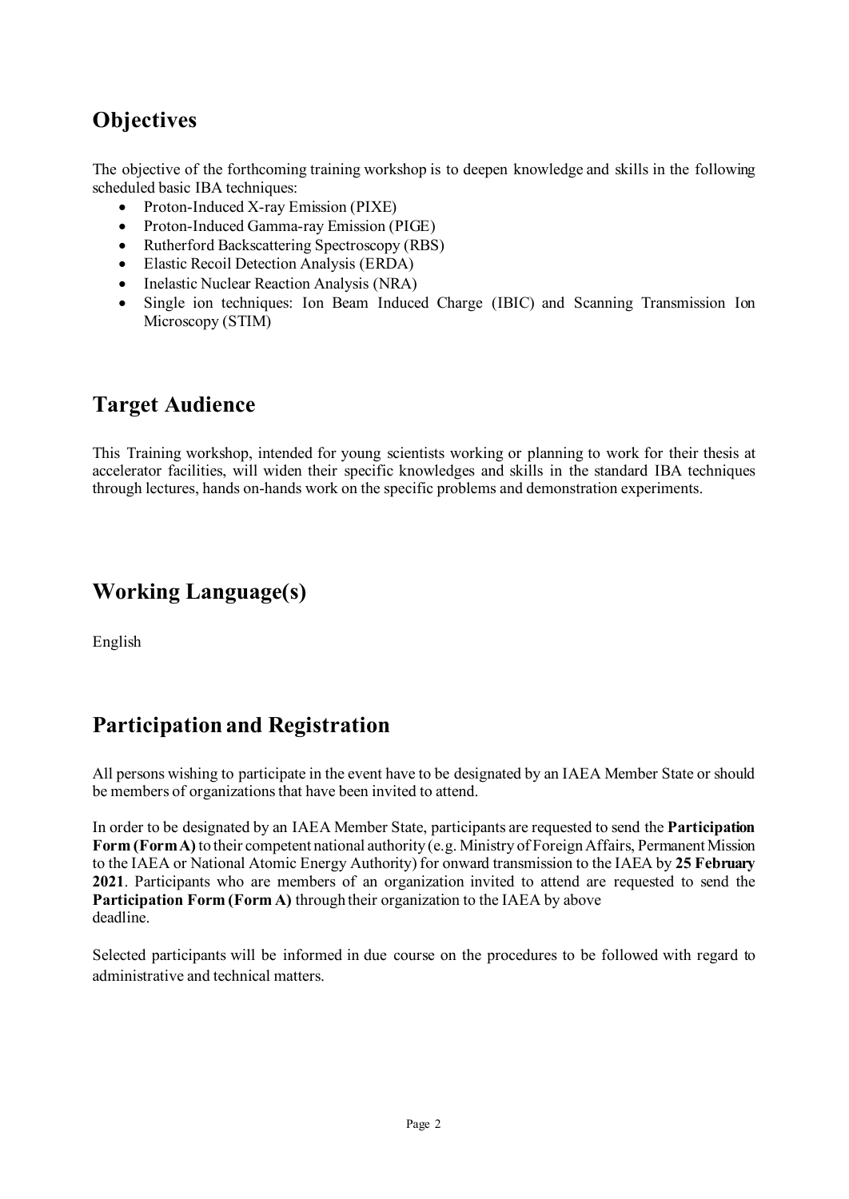## Objectives

The objective of the forthcoming training workshop is to deepen knowledge and skills in the following scheduled basic IBA techniques:

- Proton-Induced X-ray Emission (PIXE)
- Proton-Induced Gamma-ray Emission (PIGE)
- Rutherford Backscattering Spectroscopy (RBS)
- Elastic Recoil Detection Analysis (ERDA)
- Inelastic Nuclear Reaction Analysis (NRA)
- Single ion techniques: Ion Beam Induced Charge (IBIC) and Scanning Transmission Ion Microscopy (STIM)

## Target Audience

This Training workshop, intended for young scientists working or planning to work for their thesis at accelerator facilities, will widen their specific knowledges and skills in the standard IBA techniques through lectures, hands on-hands work on the specific problems and demonstration experiments.

## Working Language(s)

English

## Participation and Registration

All persons wishing to participate in the event have to be designated by an IAEA Member State or should be members of organizations that have been invited to attend.

In order to be designated by an IAEA Member State, participants are requested to send the **Participation Form (Form A)** to their competent national authority (e.g. Ministry of Foreign Affairs, Permanent Mission to the IAEA or National Atomic Energy Authority) for onward transmission to the IAEA by **25 February 2021**. Participants who are members of an organization invited to attend are requested to send the **Participation Form (Form A)** through their organization to the IAEA by above deadline.

Selected participants will be informed in due course on the procedures to be followed with regard to administrative and technical matters.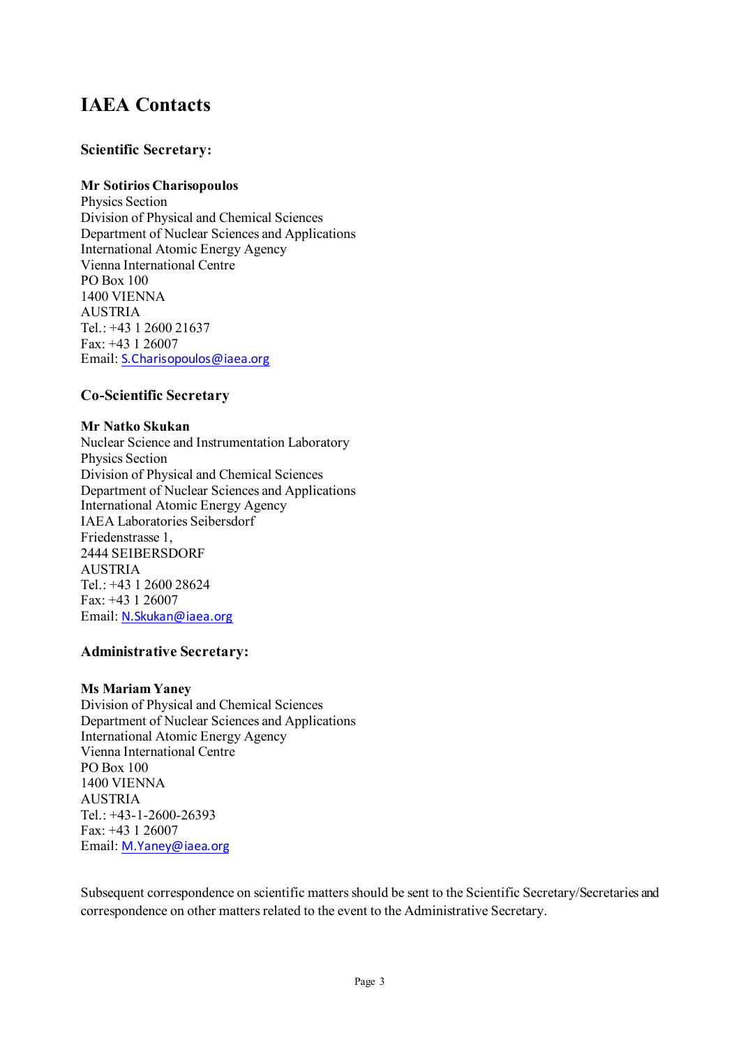# IAEA Contacts

### Scientific Secretary:

**Mr Sotirios Charisopoulos**
Physics Section
Division of Physical and Chemical Sciences
Department of Nuclear Sciences and Applications
International Atomic Energy Agency
Vienna International Centre
PO Box 100
1400 VIENNA
AUSTRIA
Tel.: +43 1 2600 21637
Fax: +43 1 26007
Email: S.Charisopoulos@iaea.org

### Co-Scientific Secretary

**Mr Natko Skukan**
Nuclear Science and Instrumentation Laboratory
Physics Section
Division of Physical and Chemical Sciences
Department of Nuclear Sciences and Applications
International Atomic Energy Agency
IAEA Laboratories Seibersdorf
Friedenstrasse 1,
2444 SEIBERSDORF
AUSTRIA
Tel.: +43 1 2600 28624
Fax: +43 1 26007
Email: N.Skukan@iaea.org

### Administrative Secretary:

**Ms Mariam Yaney**
Division of Physical and Chemical Sciences
Department of Nuclear Sciences and Applications
International Atomic Energy Agency
Vienna International Centre
PO Box 100
1400 VIENNA
AUSTRIA
Tel.: +43-1-2600-26393
Fax: +43 1 26007
Email: M.Yaney@iaea.org

Subsequent correspondence on scientific matters should be sent to the Scientific Secretary/Secretaries and correspondence on other matters related to the event to the Administrative Secretary.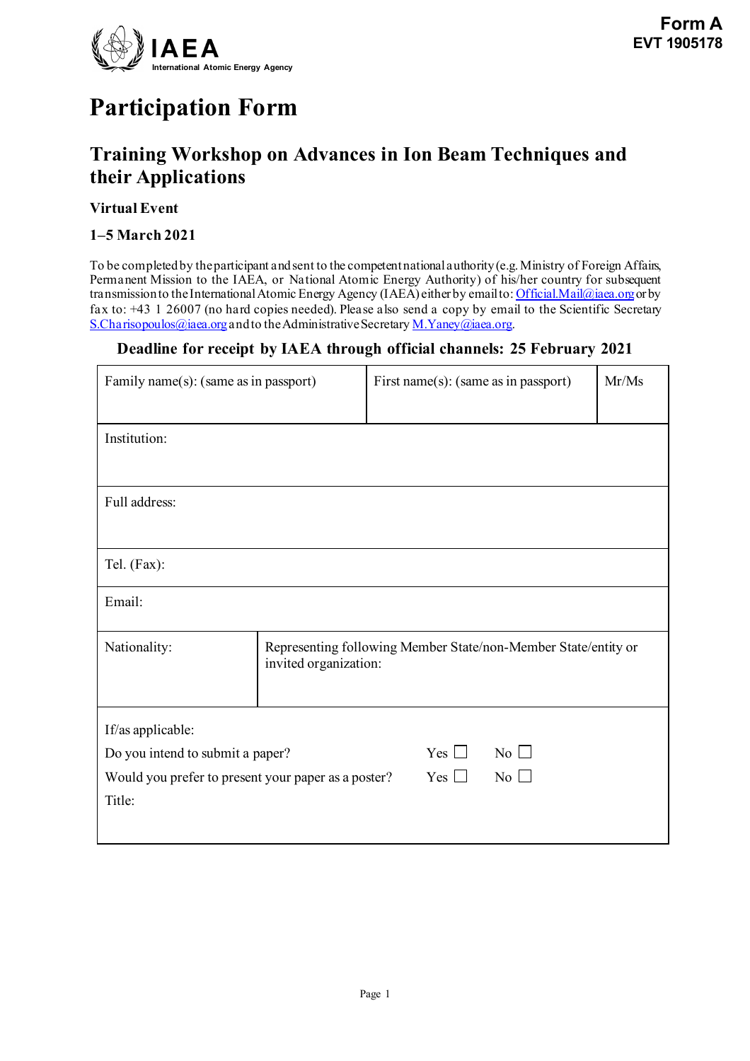IAEA
International Atomic Energy Agency

**Form A**
**EVT 1905178**

# Participation Form

## Training Workshop on Advances in Ion Beam Techniques and their Applications

**Virtual Event**

**1–5 March 2021**

To be completed by the participant and sent to the competent national authority (e.g. Ministry of Foreign Affairs, Permanent Mission to the IAEA, or National Atomic Energy Authority) of his/her country for subsequent transmission to the International Atomic Energy Agency (IAEA) either by email to: Official.Mail@iaea.org or by fax to: +43 1 26007 (no hard copies needed). Please also send a copy by email to the Scientific Secretary S.Charisopoulos@iaea.org and to the Administrative Secretary M.Yaney@iaea.org.

**Deadline for receipt by IAEA through official channels: 25 February 2021**

| | | |
|---|---|---|
| Family name(s): (same as in passport) | First name(s): (same as in passport) | Mr/Ms |
| Institution: | | |
| Full address: | | |
| Tel. (Fax): | | |
| Email: | | |
| Nationality: | Representing following Member State/non-Member State/entity or invited organization: | |

If/as applicable:

Do you intend to submit a paper? Yes ☐ No ☐

Would you prefer to present your paper as a poster? Yes ☐ No ☐

Title: